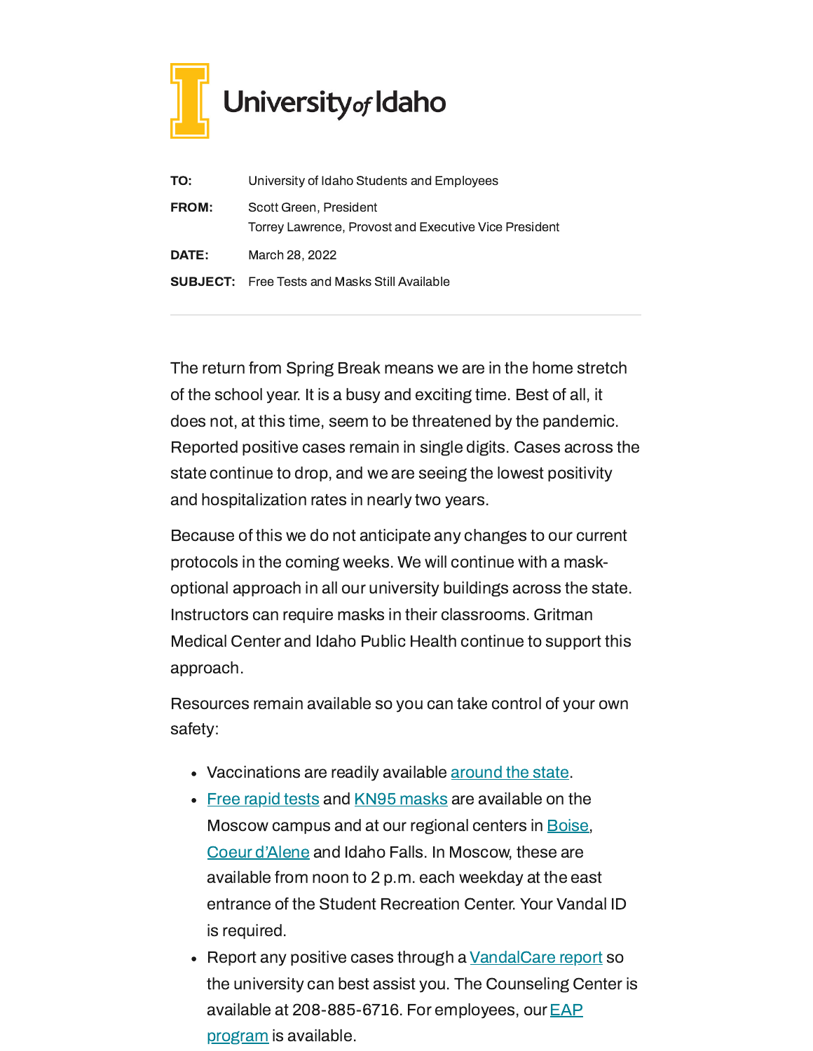University of Idaho

| | |
|---|---|
| **TO:** | University of Idaho Students and Employees |
| **FROM:** | Scott Green, President<br>Torrey Lawrence, Provost and Executive Vice President |
| **DATE:** | March 28, 2022 |
| **SUBJECT:** | Free Tests and Masks Still Available |

---

The return from Spring Break means we are in the home stretch of the school year. It is a busy and exciting time. Best of all, it does not, at this time, seem to be threatened by the pandemic. Reported positive cases remain in single digits. Cases across the state continue to drop, and we are seeing the lowest positivity and hospitalization rates in nearly two years.

Because of this we do not anticipate any changes to our current protocols in the coming weeks. We will continue with a mask-optional approach in all our university buildings across the state. Instructors can require masks in their classrooms. Gritman Medical Center and Idaho Public Health continue to support this approach.

Resources remain available so you can take control of your own safety:

- Vaccinations are readily available around the state.
- Free rapid tests and KN95 masks are available on the Moscow campus and at our regional centers in Boise, Coeur d'Alene and Idaho Falls. In Moscow, these are available from noon to 2 p.m. each weekday at the east entrance of the Student Recreation Center. Your Vandal ID is required.
- Report any positive cases through a VandalCare report so the university can best assist you. The Counseling Center is available at 208-885-6716. For employees, our EAP program is available.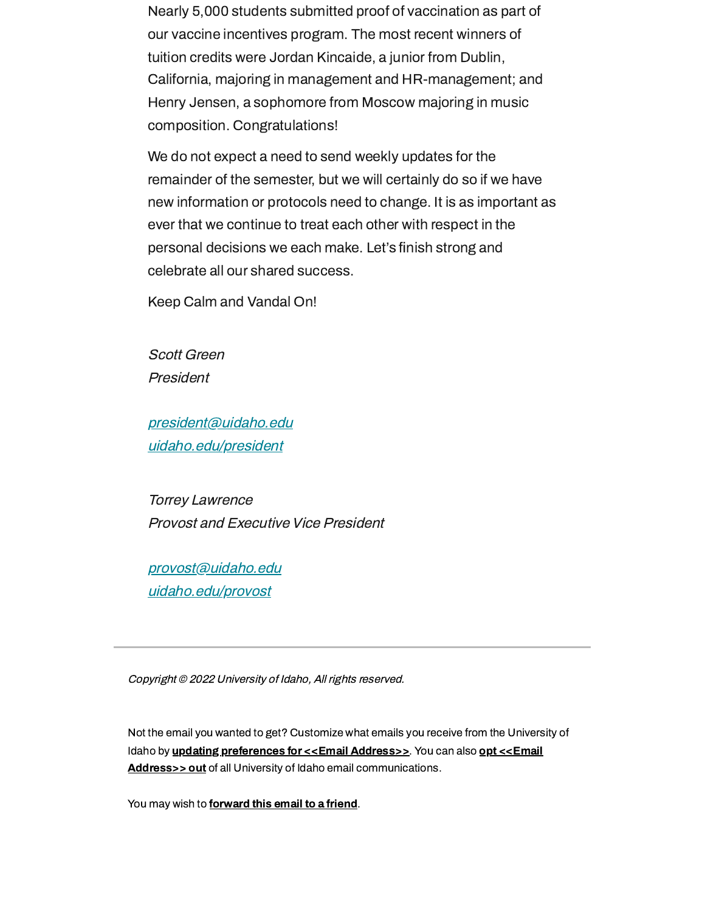Nearly 5,000 students submitted proof of vaccination as part of our vaccine incentives program. The most recent winners of tuition credits were Jordan Kincaide, a junior from Dublin, California, majoring in management and HR-management; and Henry Jensen, a sophomore from Moscow majoring in music composition. Congratulations!

We do not expect a need to send weekly updates for the remainder of the semester, but we will certainly do so if we have new information or protocols need to change. It is as important as ever that we continue to treat each other with respect in the personal decisions we each make. Let's finish strong and celebrate all our shared success.

Keep Calm and Vandal On!

*Scott Green*
*President*

*president@uidaho.edu*
*uidaho.edu/president*

*Torrey Lawrence*
*Provost and Executive Vice President*

*provost@uidaho.edu*
*uidaho.edu/provost*

---

*Copyright © 2022 University of Idaho, All rights reserved.*

Not the email you wanted to get? Customize what emails you receive from the University of Idaho by **updating preferences for <<Email Address>>**. You can also **opt <<Email Address>> out** of all University of Idaho email communications.

You may wish to **forward this email to a friend**.